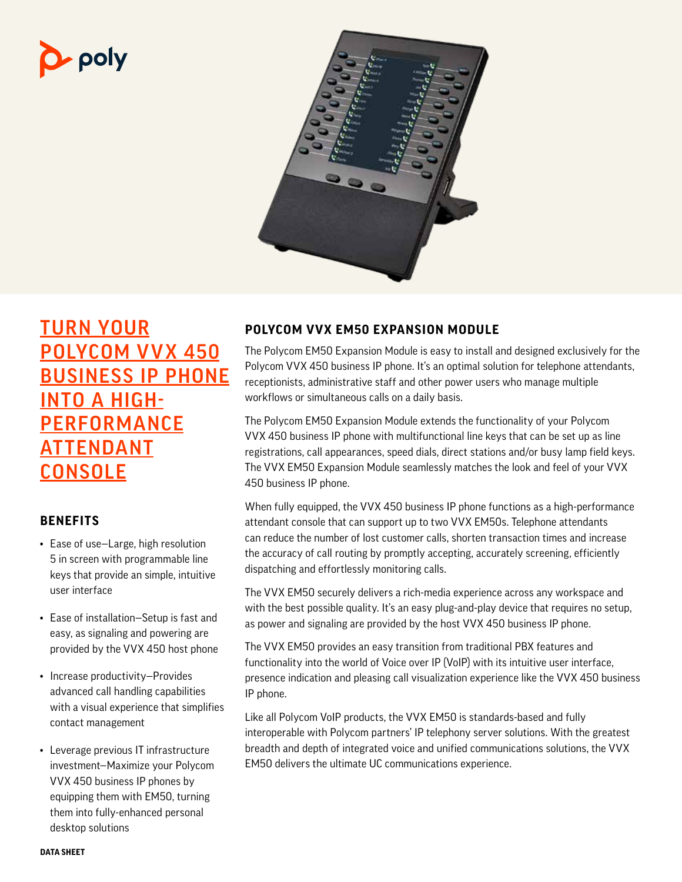# TURN YOUR POLYCOM VVX 450 BUSINESS IP PHONE INTO A HIGH-PERFORMANCE ATTENDANT CONSOLE

## BENEFITS

- Ease of use—Large, high resolution 5 in screen with programmable line keys that provide an simple, intuitive user interface
- Ease of installation—Setup is fast and easy, as signaling and powering are provided by the VVX 450 host phone
- Increase productivity—Provides advanced call handling capabilities with a visual experience that simplifies contact management
- Leverage previous IT infrastructure investment—Maximize your Polycom VVX 450 business IP phones by equipping them with EM50, turning them into fully-enhanced personal desktop solutions

## POLYCOM VVX EM50 EXPANSION MODULE

The Polycom EM50 Expansion Module is easy to install and designed exclusively for the Polycom VVX 450 business IP phone. It's an optimal solution for telephone attendants, receptionists, administrative staff and other power users who manage multiple workflows or simultaneous calls on a daily basis.

The Polycom EM50 Expansion Module extends the functionality of your Polycom VVX 450 business IP phone with multifunctional line keys that can be set up as line registrations, call appearances, speed dials, direct stations and/or busy lamp field keys. The VVX EM50 Expansion Module seamlessly matches the look and feel of your VVX 450 business IP phone.

When fully equipped, the VVX 450 business IP phone functions as a high-performance attendant console that can support up to two VVX EM50s. Telephone attendants can reduce the number of lost customer calls, shorten transaction times and increase the accuracy of call routing by promptly accepting, accurately screening, efficiently dispatching and effortlessly monitoring calls.

The VVX EM50 securely delivers a rich-media experience across any workspace and with the best possible quality. It's an easy plug-and-play device that requires no setup, as power and signaling are provided by the host VVX 450 business IP phone.

The VVX EM50 provides an easy transition from traditional PBX features and functionality into the world of Voice over IP (VoIP) with its intuitive user interface, presence indication and pleasing call visualization experience like the VVX 450 business IP phone.

Like all Polycom VoIP products, the VVX EM50 is standards-based and fully interoperable with Polycom partners' IP telephony server solutions. With the greatest breadth and depth of integrated voice and unified communications solutions, the VVX EM50 delivers the ultimate UC communications experience.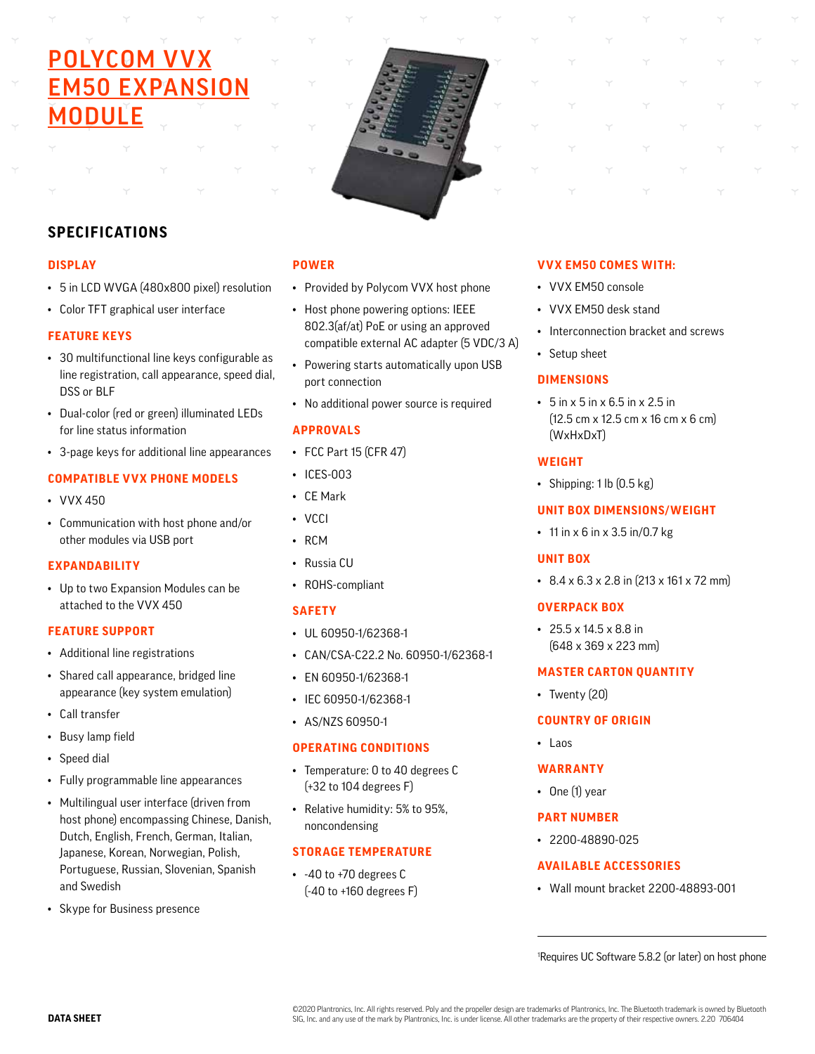# POLYCOM VVX EM50 EXPANSION MODULE

## SPECIFICATIONS

### DISPLAY

- 5 in LCD WVGA (480x800 pixel) resolution
- Color TFT graphical user interface

### FEATURE KEYS

- 30 multifunctional line keys configurable as line registration, call appearance, speed dial, DSS or BLF
- Dual-color (red or green) illuminated LEDs for line status information
- 3-page keys for additional line appearances

### COMPATIBLE VVX PHONE MODELS

- VVX 450
- Communication with host phone and/or other modules via USB port

### EXPANDABILITY

- Up to two Expansion Modules can be attached to the VVX 450

### FEATURE SUPPORT

- Additional line registrations
- Shared call appearance, bridged line appearance (key system emulation)
- Call transfer
- Busy lamp field
- Speed dial
- Fully programmable line appearances
- Multilingual user interface (driven from host phone) encompassing Chinese, Danish, Dutch, English, French, German, Italian, Japanese, Korean, Norwegian, Polish, Portuguese, Russian, Slovenian, Spanish and Swedish
- Skype for Business presence

### POWER

- Provided by Polycom VVX host phone
- Host phone powering options: IEEE 802.3(af/at) PoE or using an approved compatible external AC adapter (5 VDC/3 A)
- Powering starts automatically upon USB port connection
- No additional power source is required

### APPROVALS

- FCC Part 15 (CFR 47)
- ICES-003
- CE Mark
- VCCI
- RCM
- Russia CU
- ROHS-compliant

### SAFETY

- UL 60950-1/62368-1
- CAN/CSA-C22.2 No. 60950-1/62368-1
- EN 60950-1/62368-1
- IEC 60950-1/62368-1
- AS/NZS 60950-1

### OPERATING CONDITIONS

- Temperature: 0 to 40 degrees C (+32 to 104 degrees F)
- Relative humidity: 5% to 95%, noncondensing

### STORAGE TEMPERATURE

- -40 to +70 degrees C (-40 to +160 degrees F)

### VVX EM50 COMES WITH:

- VVX EM50 console
- VVX EM50 desk stand
- Interconnection bracket and screws
- Setup sheet

### DIMENSIONS

- 5 in x 5 in x 6.5 in x 2.5 in (12.5 cm x 12.5 cm x 16 cm x 6 cm) (WxHxDxT)

### WEIGHT

- Shipping: 1 lb (0.5 kg)

### UNIT BOX DIMENSIONS/WEIGHT

- 11 in x 6 in x 3.5 in/0.7 kg

### UNIT BOX

- 8.4 x 6.3 x 2.8 in (213 x 161 x 72 mm)

### OVERPACK BOX

- 25.5 x 14.5 x 8.8 in (648 x 369 x 223 mm)

### MASTER CARTON QUANTITY

- Twenty (20)

### COUNTRY OF ORIGIN

- Laos

### WARRANTY

- One (1) year

### PART NUMBER

- 2200-48890-025

### AVAILABLE ACCESSORIES

- Wall mount bracket 2200-48893-001

---

[1]Requires UC Software 5.8.2 (or later) on host phone

DATA SHEET

©2020 Plantronics, Inc. All rights reserved. Poly and the propeller design are trademarks of Plantronics, Inc. The Bluetooth trademark is owned by Bluetooth SIG, Inc. and any use of the mark by Plantronics, Inc. is under license. All other trademarks are the property of their respective owners. 2.20 706404